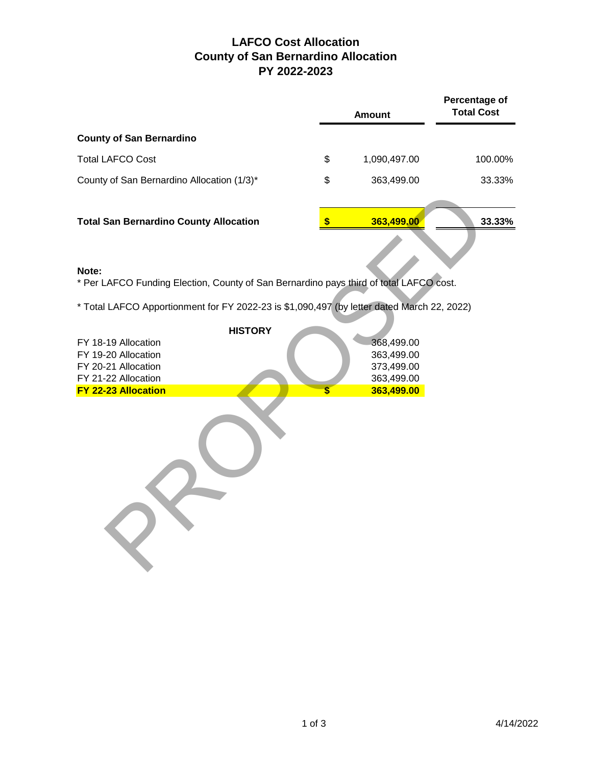# LAFCO Cost Allocation
## County of San Bernardino Allocation
## PY 2022-2023

| | Amount | Percentage of Total Cost |
|---|---|---|
| **County of San Bernardino** | | |
| Total LAFCO Cost | $ 1,090,497.00 | 100.00% |
| County of San Bernardino Allocation (1/3)* | $ 363,499.00 | 33.33% |
| **Total San Bernardino County Allocation** | **$ 363,499.00** | **33.33%** |

**Note:**

* Per LAFCO Funding Election, County of San Bernardino pays third of total LAFCO cost.

* Total LAFCO Apportionment for FY 2022-23 is $1,090,497 (by letter dated March 22, 2022)

**HISTORY**

| | |
|---|---|
| FY 18-19 Allocation | 368,499.00 |
| FY 19-20 Allocation | 363,499.00 |
| FY 20-21 Allocation | 373,499.00 |
| FY 21-22 Allocation | 363,499.00 |
| **FY 22-23 Allocation** | **$ 363,499.00** |

PROPOSED

4/14/2022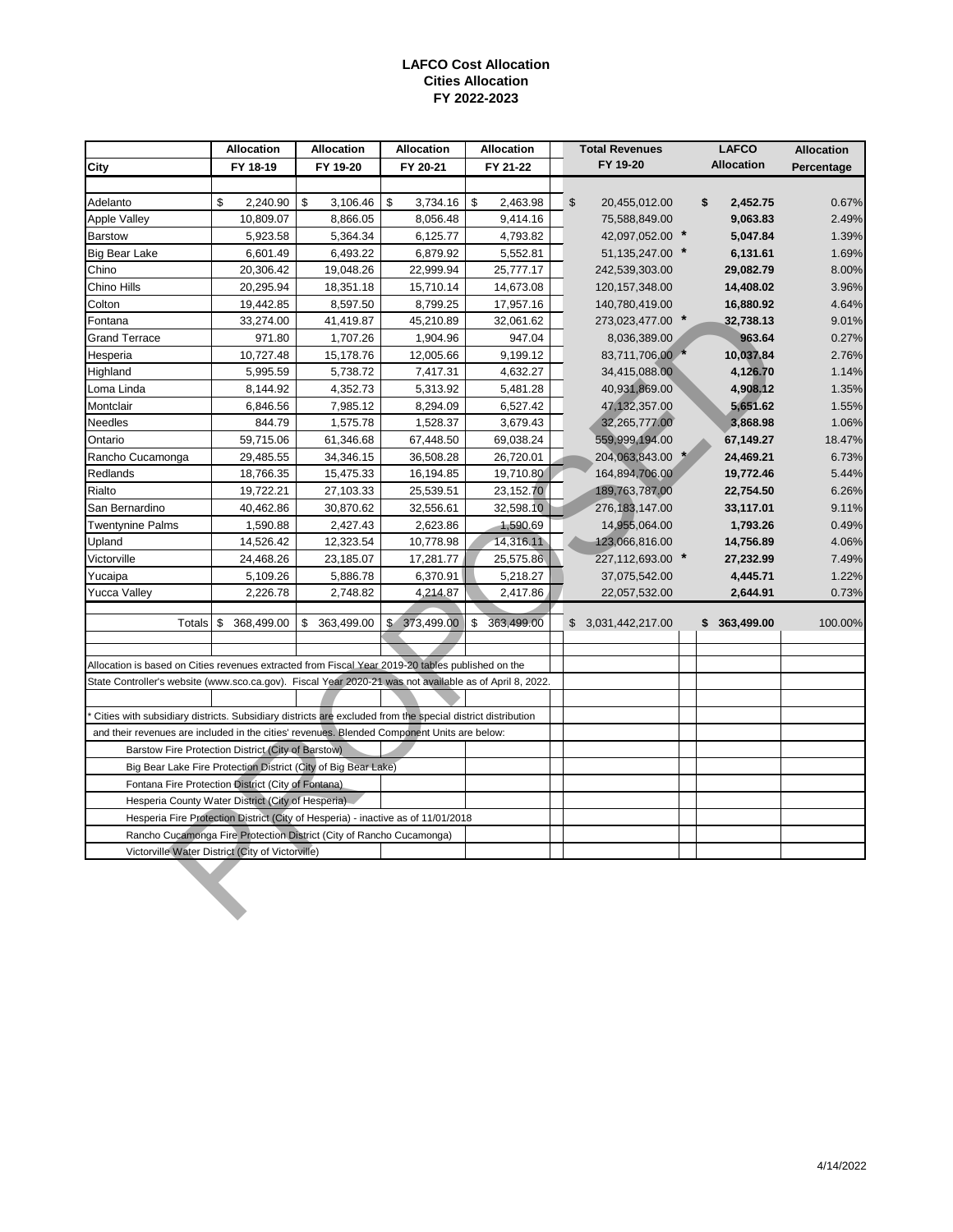**LAFCO Cost Allocation**
**Cities Allocation**
**FY 2022-2023**

| City | Allocation FY 18-19 | Allocation FY 19-20 | Allocation FY 20-21 | Allocation FY 21-22 | Total Revenues FY 19-20 | LAFCO Allocation | Allocation Percentage |
|---|---|---|---|---|---|---|---|
| Adelanto | $ 2,240.90 | $ 3,106.46 | $ 3,734.16 | $ 2,463.98 | $ 20,455,012.00 | **$ 2,452.75** | 0.67% |
| Apple Valley | 10,809.07 | 8,866.05 | 8,056.48 | 9,414.16 | 75,588,849.00 | **9,063.83** | 2.49% |
| Barstow | 5,923.58 | 5,364.34 | 6,125.77 | 4,793.82 | 42,097,052.00 * | **5,047.84** | 1.39% |
| Big Bear Lake | 6,601.49 | 6,493.22 | 6,879.92 | 5,552.81 | 51,135,247.00 * | **6,131.61** | 1.69% |
| Chino | 20,306.42 | 19,048.26 | 22,999.94 | 25,777.17 | 242,539,303.00 | **29,082.79** | 8.00% |
| Chino Hills | 20,295.94 | 18,351.18 | 15,710.14 | 14,673.08 | 120,157,348.00 | **14,408.02** | 3.96% |
| Colton | 19,442.85 | 8,597.50 | 8,799.25 | 17,957.16 | 140,780,419.00 | **16,880.92** | 4.64% |
| Fontana | 33,274.00 | 41,419.87 | 45,210.89 | 32,061.62 | 273,023,477.00 * | **32,738.13** | 9.01% |
| Grand Terrace | 971.80 | 1,707.26 | 1,904.96 | 947.04 | 8,036,389.00 | **963.64** | 0.27% |
| Hesperia | 10,727.48 | 15,178.76 | 12,005.66 | 9,199.12 | 83,711,706.00 * | **10,037.84** | 2.76% |
| Highland | 5,995.59 | 5,738.72 | 7,417.31 | 4,632.27 | 34,415,088.00 | **4,126.70** | 1.14% |
| Loma Linda | 8,144.92 | 4,352.73 | 5,313.92 | 5,481.28 | 40,931,869.00 | **4,908.12** | 1.35% |
| Montclair | 6,846.56 | 7,985.12 | 8,294.09 | 6,527.42 | 47,132,357.00 | **5,651.62** | 1.55% |
| Needles | 844.79 | 1,575.78 | 1,528.37 | 3,679.43 | 32,265,777.00 | **3,868.98** | 1.06% |
| Ontario | 59,715.06 | 61,346.68 | 67,448.50 | 69,038.24 | 559,999,194.00 | **67,149.27** | 18.47% |
| Rancho Cucamonga | 29,485.55 | 34,346.15 | 36,508.28 | 26,720.01 | 204,063,843.00 * | **24,469.21** | 6.73% |
| Redlands | 18,766.35 | 15,475.33 | 16,194.85 | 19,710.80 | 164,894,706.00 | **19,772.46** | 5.44% |
| Rialto | 19,722.21 | 27,103.33 | 25,539.51 | 23,152.70 | 189,763,787.00 | **22,754.50** | 6.26% |
| San Bernardino | 40,462.86 | 30,870.62 | 32,556.61 | 32,598.10 | 276,183,147.00 | **33,117.01** | 9.11% |
| Twentynine Palms | 1,590.88 | 2,427.43 | 2,623.86 | 1,590.69 | 14,955,064.00 | **1,793.26** | 0.49% |
| Upland | 14,526.42 | 12,323.54 | 10,778.98 | 14,316.11 | 123,066,816.00 | **14,756.89** | 4.06% |
| Victorville | 24,468.26 | 23,185.07 | 17,281.77 | 25,575.86 | 227,112,693.00 * | **27,232.99** | 7.49% |
| Yucaipa | 5,109.26 | 5,886.78 | 6,370.91 | 5,218.27 | 37,075,542.00 | **4,445.71** | 1.22% |
| Yucca Valley | 2,226.78 | 2,748.82 | 4,214.87 | 2,417.86 | 22,057,532.00 | **2,644.91** | 0.73% |
| Totals | $ 368,499.00 | $ 363,499.00 | $ 373,499.00 | $ 363,499.00 | $ 3,031,442,217.00 | **$ 363,499.00** | 100.00% |

Allocation is based on Cities revenues extracted from Fiscal Year 2019-20 tables published on the State Controller's website (www.sco.ca.gov). Fiscal Year 2020-21 was not available as of April 8, 2022.

\* Cities with subsidiary districts. Subsidiary districts are excluded from the special district distribution and their revenues are included in the cities' revenues. Blended Component Units are below:

- Barstow Fire Protection District (City of Barstow)
- Big Bear Lake Fire Protection District (City of Big Bear Lake)
- Fontana Fire Protection District (City of Fontana)
- Hesperia County Water District (City of Hesperia)
- Hesperia Fire Protection District (City of Hesperia) - inactive as of 11/01/2018
- Rancho Cucamonga Fire Protection District (City of Rancho Cucamonga)
- Victorville Water District (City of Victorville)

PROPOSED

4/14/2022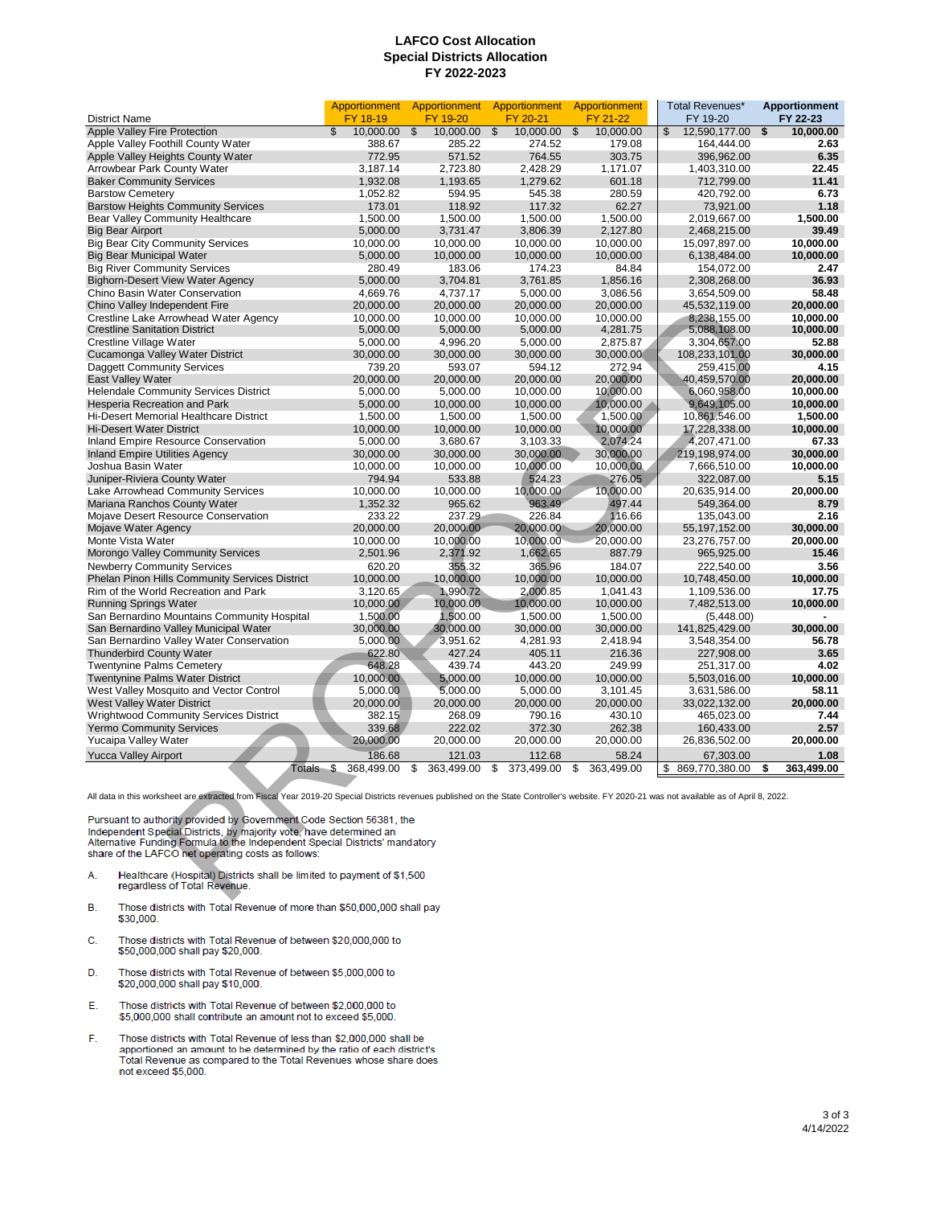# LAFCO Cost Allocation
## Special Districts Allocation
## FY 2022-2023

| District Name | Apportionment FY 18-19 | Apportionment FY 19-20 | Apportionment FY 20-21 | Apportionment FY 21-22 | Total Revenues* FY 19-20 | Apportionment FY 22-23 |
|---|---|---|---|---|---|---|
| Apple Valley Fire Protection | $ 10,000.00 | $ 10,000.00 | $ 10,000.00 | $ 10,000.00 | $ 12,590,177.00 | **$ 10,000.00** |
| Apple Valley Foothill County Water | 388.67 | 285.22 | 274.52 | 179.08 | 164,444.00 | **2.63** |
| Apple Valley Heights County Water | 772.95 | 571.52 | 764.55 | 303.75 | 396,962.00 | **6.35** |
| Arrowbear Park County Water | 3,187.14 | 2,723.80 | 2,428.29 | 1,171.07 | 1,403,310.00 | **22.45** |
| Baker Community Services | 1,932.08 | 1,193.65 | 1,279.62 | 601.18 | 712,799.00 | **11.41** |
| Barstow Cemetery | 1,052.82 | 594.95 | 545.38 | 280.59 | 420,792.00 | **6.73** |
| Barstow Heights Community Services | 173.01 | 118.92 | 117.32 | 62.27 | 73,921.00 | **1.18** |
| Bear Valley Community Healthcare | 1,500.00 | 1,500.00 | 1,500.00 | 1,500.00 | 2,019,667.00 | **1,500.00** |
| Big Bear Airport | 5,000.00 | 3,731.47 | 3,806.39 | 2,127.80 | 2,468,215.00 | **39.49** |
| Big Bear City Community Services | 10,000.00 | 10,000.00 | 10,000.00 | 10,000.00 | 15,097,897.00 | **10,000.00** |
| Big Bear Municipal Water | 5,000.00 | 10,000.00 | 10,000.00 | 10,000.00 | 6,138,484.00 | **10,000.00** |
| Big River Community Services | 280.49 | 183.06 | 174.23 | 84.84 | 154,072.00 | **2.47** |
| Bighorn-Desert View Water Agency | 5,000.00 | 3,704.81 | 3,761.85 | 1,856.16 | 2,308,268.00 | **36.93** |
| Chino Basin Water Conservation | 4,669.76 | 4,737.17 | 5,000.00 | 3,086.56 | 3,654,509.00 | **58.48** |
| Chino Valley Independent Fire | 20,000.00 | 20,000.00 | 20,000.00 | 20,000.00 | 45,532,119.00 | **20,000.00** |
| Crestline Lake Arrowhead Water Agency | 10,000.00 | 10,000.00 | 10,000.00 | 10,000.00 | 8,238,155.00 | **10,000.00** |
| Crestline Sanitation District | 5,000.00 | 5,000.00 | 5,000.00 | 4,281.75 | 5,088,108.00 | **10,000.00** |
| Crestline Village Water | 5,000.00 | 4,996.20 | 5,000.00 | 2,875.87 | 3,304,657.00 | **52.88** |
| Cucamonga Valley Water District | 30,000.00 | 30,000.00 | 30,000.00 | 30,000.00 | 108,233,101.00 | **30,000.00** |
| Daggett Community Services | 739.20 | 593.07 | 594.12 | 272.94 | 259,415.00 | **4.15** |
| East Valley Water | 20,000.00 | 20,000.00 | 20,000.00 | 20,000.00 | 40,459,570.00 | **20,000.00** |
| Helendale Community Services District | 5,000.00 | 5,000.00 | 10,000.00 | 10,000.00 | 6,060,958.00 | **10,000.00** |
| Hesperia Recreation and Park | 5,000.00 | 10,000.00 | 10,000.00 | 10,000.00 | 9,649,105.00 | **10,000.00** |
| Hi-Desert Memorial Healthcare District | 1,500.00 | 1,500.00 | 1,500.00 | 1,500.00 | 10,861,546.00 | **1,500.00** |
| Hi-Desert Water District | 10,000.00 | 10,000.00 | 10,000.00 | 10,000.00 | 17,228,338.00 | **10,000.00** |
| Inland Empire Resource Conservation | 5,000.00 | 3,680.67 | 3,103.33 | 2,074.24 | 4,207,471.00 | **67.33** |
| Inland Empire Utilities Agency | 30,000.00 | 30,000.00 | 30,000.00 | 30,000.00 | 219,198,974.00 | **30,000.00** |
| Joshua Basin Water | 10,000.00 | 10,000.00 | 10,000.00 | 10,000.00 | 7,666,510.00 | **10,000.00** |
| Juniper-Riviera County Water | 794.94 | 533.88 | 524.23 | 276.05 | 322,087.00 | **5.15** |
| Lake Arrowhead Community Services | 10,000.00 | 10,000.00 | 10,000.00 | 10,000.00 | 20,635,914.00 | **20,000.00** |
| Mariana Ranchos County Water | 1,352.32 | 965.62 | 963.49 | 497.44 | 549,364.00 | **8.79** |
| Mojave Desert Resource Conservation | 233.22 | 237.29 | 226.84 | 116.66 | 135,043.00 | **2.16** |
| Mojave Water Agency | 20,000.00 | 20,000.00 | 20,000.00 | 20,000.00 | 55,197,152.00 | **30,000.00** |
| Monte Vista Water | 10,000.00 | 10,000.00 | 10,000.00 | 20,000.00 | 23,276,757.00 | **20,000.00** |
| Morongo Valley Community Services | 2,501.96 | 2,371.92 | 1,662.65 | 887.79 | 965,925.00 | **15.46** |
| Newberry Community Services | 620.20 | 355.32 | 365.96 | 184.07 | 222,540.00 | **3.56** |
| Phelan Pinon Hills Community Services District | 10,000.00 | 10,000.00 | 10,000.00 | 10,000.00 | 10,748,450.00 | **10,000.00** |
| Rim of the World Recreation and Park | 3,120.65 | 1,990.72 | 2,000.85 | 1,041.43 | 1,109,536.00 | **17.75** |
| Running Springs Water | 10,000.00 | 10,000.00 | 10,000.00 | 10,000.00 | 7,482,513.00 | **10,000.00** |
| San Bernardino Mountains Community Hospital | 1,500.00 | 1,500.00 | 1,500.00 | 1,500.00 | (5,448.00) | **-** |
| San Bernardino Valley Municipal Water | 30,000.00 | 30,000.00 | 30,000.00 | 30,000.00 | 141,825,429.00 | **30,000.00** |
| San Bernardino Valley Water Conservation | 5,000.00 | 3,951.62 | 4,281.93 | 2,418.94 | 3,548,354.00 | **56.78** |
| Thunderbird County Water | 622.80 | 427.24 | 405.11 | 216.36 | 227,908.00 | **3.65** |
| Twentynine Palms Cemetery | 648.28 | 439.74 | 443.20 | 249.99 | 251,317.00 | **4.02** |
| Twentynine Palms Water District | 10,000.00 | 5,000.00 | 10,000.00 | 10,000.00 | 5,503,016.00 | **10,000.00** |
| West Valley Mosquito and Vector Control | 5,000.00 | 5,000.00 | 5,000.00 | 3,101.45 | 3,631,586.00 | **58.11** |
| West Valley Water District | 20,000.00 | 20,000.00 | 20,000.00 | 20,000.00 | 33,022,132.00 | **20,000.00** |
| Wrightwood Community Services District | 382.15 | 268.09 | 790.16 | 430.10 | 465,023.00 | **7.44** |
| Yermo Community Services | 339.68 | 222.02 | 372.30 | 262.38 | 160,433.00 | **2.57** |
| Yucaipa Valley Water | 20,000.00 | 20,000.00 | 20,000.00 | 20,000.00 | 26,836,502.00 | **20,000.00** |
| Yucca Valley Airport | 186.68 | 121.03 | 112.68 | 58.24 | 67,303.00 | **1.08** |
| Totals | $ 368,499.00 | $ 363,499.00 | $ 373,499.00 | $ 363,499.00 | $ 869,770,380.00 | **$ 363,499.00** |

All data in this worksheet are extracted from Fiscal Year 2019-20 Special Districts revenues published on the State Controller's website. FY 2020-21 was not available as of April 8, 2022.

Pursuant to authority provided by Government Code Section 56381, the Independent Special Districts, by majority vote, have determined an Alternative Funding Formula to the Independent Special Districts' mandatory share of the LAFCO net operating costs as follows:

A. Healthcare (Hospital) Districts shall be limited to payment of $1,500 regardless of Total Revenue.

B. Those districts with Total Revenue of more than $50,000,000 shall pay $30,000.

C. Those districts with Total Revenue of between $20,000,000 to $50,000,000 shall pay $20,000.

D. Those districts with Total Revenue of between $5,000,000 to $20,000,000 shall pay $10,000.

E. Those districts with Total Revenue of between $2,000,000 to $5,000,000 shall contribute an amount not to exceed $5,000.

F. Those districts with Total Revenue of less than $2,000,000 shall be apportioned an amount to be determined by the ratio of each district's Total Revenue as compared to the Total Revenues whose share does not exceed $5,000.

4/14/2022